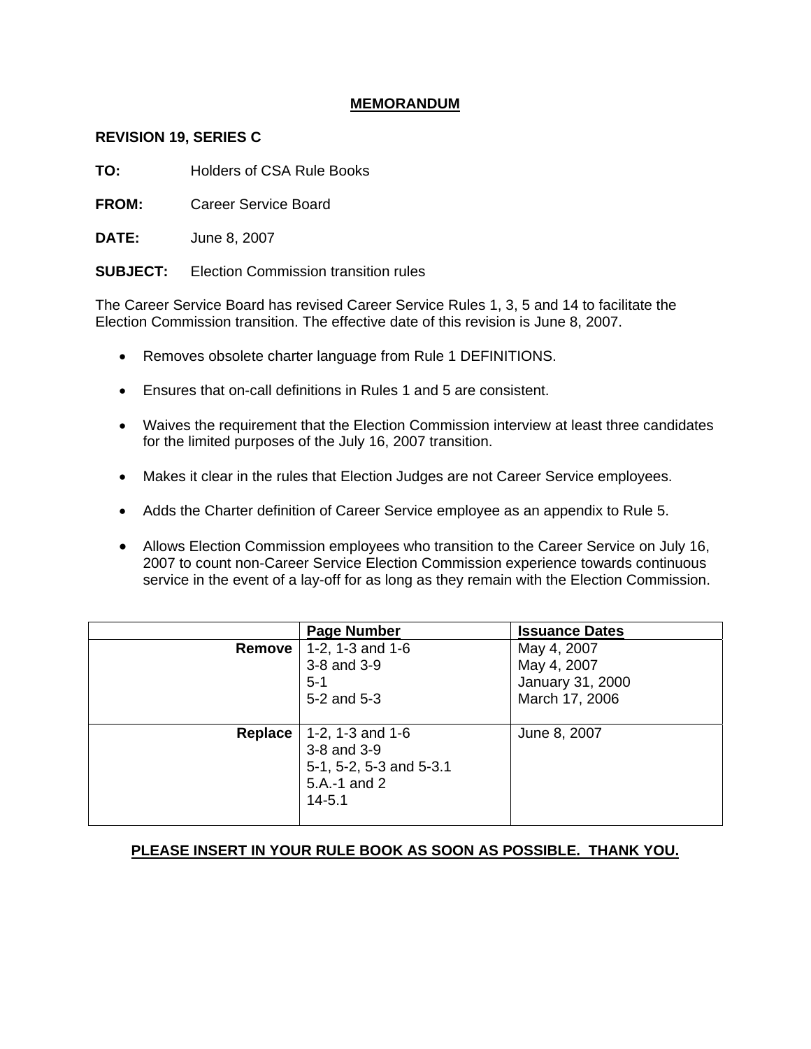# MEMORANDUM

**REVISION 19, SERIES C**

**TO:** Holders of CSA Rule Books

**FROM:** Career Service Board

**DATE:** June 8, 2007

**SUBJECT:** Election Commission transition rules

The Career Service Board has revised Career Service Rules 1, 3, 5 and 14 to facilitate the Election Commission transition. The effective date of this revision is June 8, 2007.

- Removes obsolete charter language from Rule 1 DEFINITIONS.
- Ensures that on-call definitions in Rules 1 and 5 are consistent.
- Waives the requirement that the Election Commission interview at least three candidates for the limited purposes of the July 16, 2007 transition.
- Makes it clear in the rules that Election Judges are not Career Service employees.
- Adds the Charter definition of Career Service employee as an appendix to Rule 5.
- Allows Election Commission employees who transition to the Career Service on July 16, 2007 to count non-Career Service Election Commission experience towards continuous service in the event of a lay-off for as long as they remain with the Election Commission.

| | Page Number | Issuance Dates |
|---|---|---|
| **Remove** | 1-2, 1-3 and 1-6<br>3-8 and 3-9<br>5-1<br>5-2 and 5-3 | May 4, 2007<br>May 4, 2007<br>January 31, 2000<br>March 17, 2006 |
| **Replace** | 1-2, 1-3 and 1-6<br>3-8 and 3-9<br>5-1, 5-2, 5-3 and 5-3.1<br>5.A.-1 and 2<br>14-5.1 | June 8, 2007 |

**PLEASE INSERT IN YOUR RULE BOOK AS SOON AS POSSIBLE. THANK YOU.**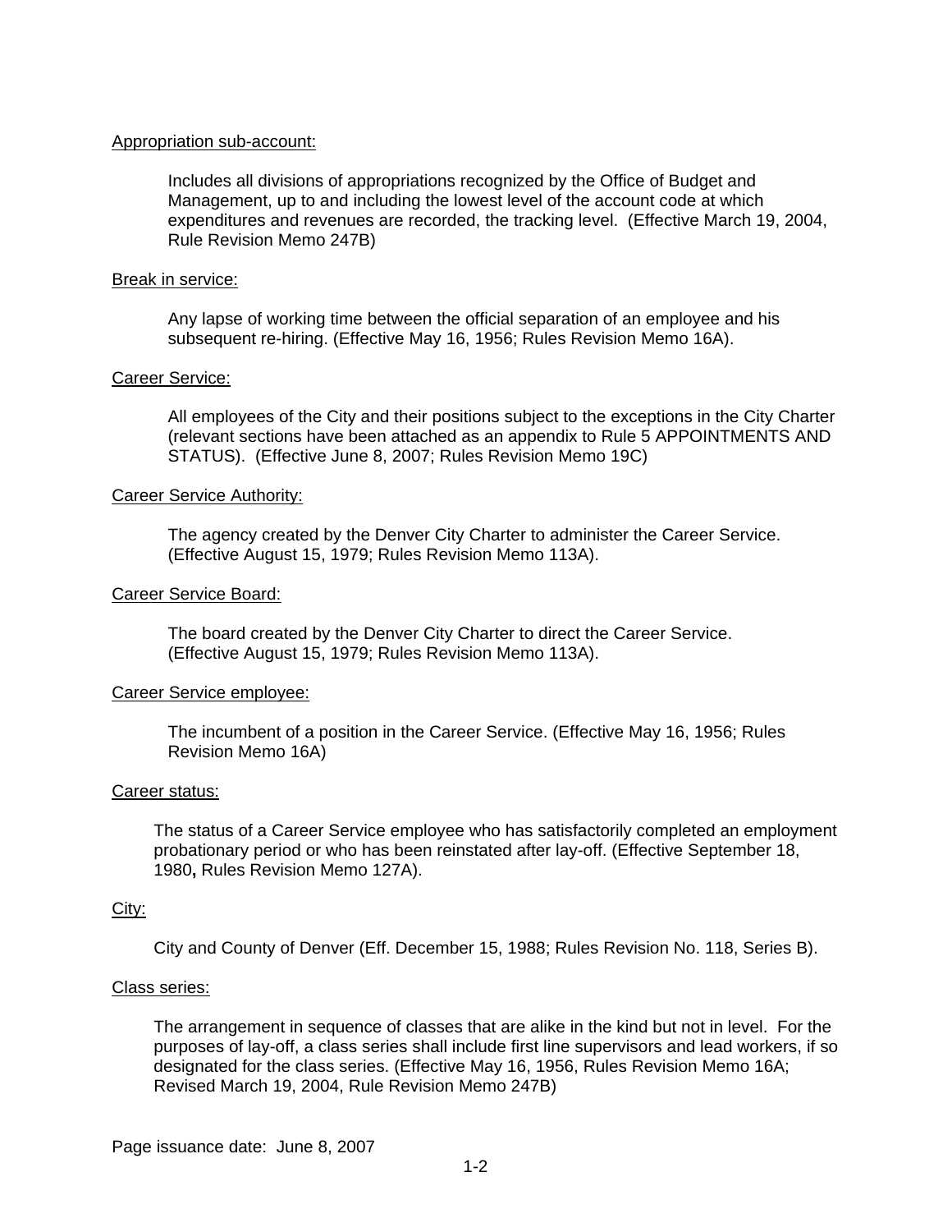<u>Appropriation sub-account:</u>

Includes all divisions of appropriations recognized by the Office of Budget and Management, up to and including the lowest level of the account code at which expenditures and revenues are recorded, the tracking level. (Effective March 19, 2004, Rule Revision Memo 247B)

<u>Break in service:</u>

Any lapse of working time between the official separation of an employee and his subsequent re-hiring. (Effective May 16, 1956; Rules Revision Memo 16A).

<u>Career Service:</u>

All employees of the City and their positions subject to the exceptions in the City Charter (relevant sections have been attached as an appendix to Rule 5 APPOINTMENTS AND STATUS). (Effective June 8, 2007; Rules Revision Memo 19C)

<u>Career Service Authority:</u>

The agency created by the Denver City Charter to administer the Career Service. (Effective August 15, 1979; Rules Revision Memo 113A).

<u>Career Service Board:</u>

The board created by the Denver City Charter to direct the Career Service. (Effective August 15, 1979; Rules Revision Memo 113A).

<u>Career Service employee:</u>

The incumbent of a position in the Career Service. (Effective May 16, 1956; Rules Revision Memo 16A)

<u>Career status:</u>

The status of a Career Service employee who has satisfactorily completed an employment probationary period or who has been reinstated after lay-off. (Effective September 18, 1980**,** Rules Revision Memo 127A).

<u>City:</u>

City and County of Denver (Eff. December 15, 1988; Rules Revision No. 118, Series B).

<u>Class series:</u>

The arrangement in sequence of classes that are alike in the kind but not in level. For the purposes of lay-off, a class series shall include first line supervisors and lead workers, if so designated for the class series. (Effective May 16, 1956, Rules Revision Memo 16A; Revised March 19, 2004, Rule Revision Memo 247B)

Page issuance date: June 8, 2007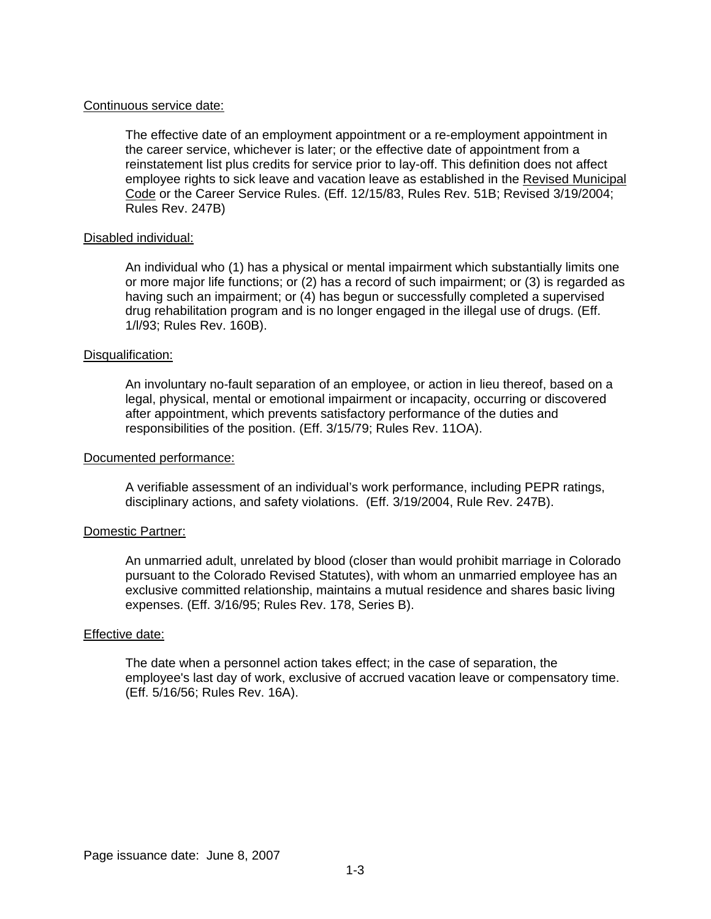Continuous service date:

> The effective date of an employment appointment or a re-employment appointment in the career service, whichever is later; or the effective date of appointment from a reinstatement list plus credits for service prior to lay-off. This definition does not affect employee rights to sick leave and vacation leave as established in the Revised Municipal Code or the Career Service Rules. (Eff. 12/15/83, Rules Rev. 51B; Revised 3/19/2004; Rules Rev. 247B)

Disabled individual:

> An individual who (1) has a physical or mental impairment which substantially limits one or more major life functions; or (2) has a record of such impairment; or (3) is regarded as having such an impairment; or (4) has begun or successfully completed a supervised drug rehabilitation program and is no longer engaged in the illegal use of drugs. (Eff. 1/l/93; Rules Rev. 160B).

Disqualification:

> An involuntary no-fault separation of an employee, or action in lieu thereof, based on a legal, physical, mental or emotional impairment or incapacity, occurring or discovered after appointment, which prevents satisfactory performance of the duties and responsibilities of the position. (Eff. 3/15/79; Rules Rev. 11OA).

Documented performance:

> A verifiable assessment of an individual's work performance, including PEPR ratings, disciplinary actions, and safety violations. (Eff. 3/19/2004, Rule Rev. 247B).

Domestic Partner:

> An unmarried adult, unrelated by blood (closer than would prohibit marriage in Colorado pursuant to the Colorado Revised Statutes), with whom an unmarried employee has an exclusive committed relationship, maintains a mutual residence and shares basic living expenses. (Eff. 3/16/95; Rules Rev. 178, Series B).

Effective date:

> The date when a personnel action takes effect; in the case of separation, the employee's last day of work, exclusive of accrued vacation leave or compensatory time. (Eff. 5/16/56; Rules Rev. 16A).

Page issuance date: June 8, 2007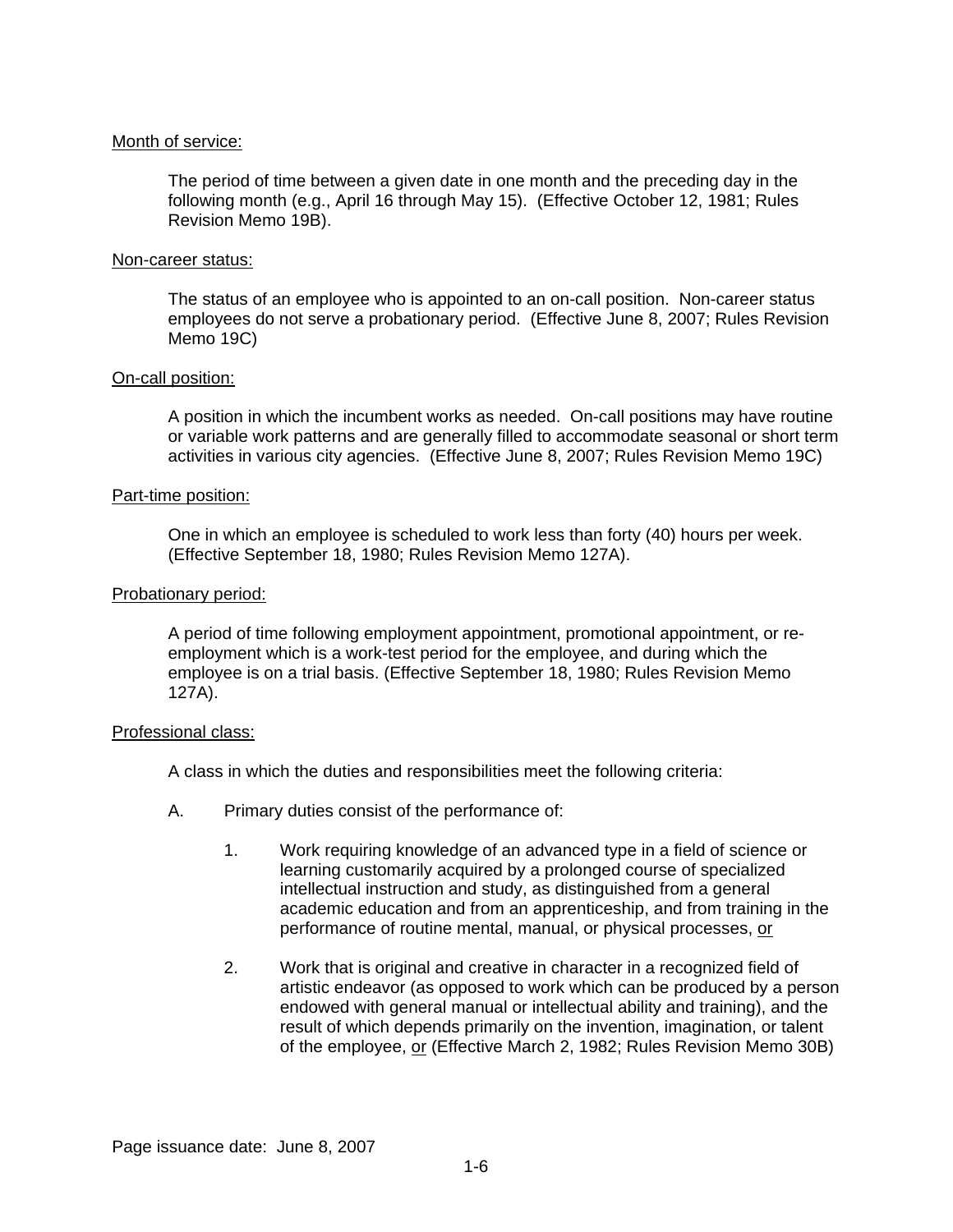Month of service:

The period of time between a given date in one month and the preceding day in the following month (e.g., April 16 through May 15). (Effective October 12, 1981; Rules Revision Memo 19B).

Non-career status:

The status of an employee who is appointed to an on-call position. Non-career status employees do not serve a probationary period. (Effective June 8, 2007; Rules Revision Memo 19C)

On-call position:

A position in which the incumbent works as needed. On-call positions may have routine or variable work patterns and are generally filled to accommodate seasonal or short term activities in various city agencies. (Effective June 8, 2007; Rules Revision Memo 19C)

Part-time position:

One in which an employee is scheduled to work less than forty (40) hours per week. (Effective September 18, 1980; Rules Revision Memo 127A).

Probationary period:

A period of time following employment appointment, promotional appointment, or re-employment which is a work-test period for the employee, and during which the employee is on a trial basis. (Effective September 18, 1980; Rules Revision Memo 127A).

Professional class:

A class in which the duties and responsibilities meet the following criteria:

A. Primary duties consist of the performance of:

1. Work requiring knowledge of an advanced type in a field of science or learning customarily acquired by a prolonged course of specialized intellectual instruction and study, as distinguished from a general academic education and from an apprenticeship, and from training in the performance of routine mental, manual, or physical processes, or

2. Work that is original and creative in character in a recognized field of artistic endeavor (as opposed to work which can be produced by a person endowed with general manual or intellectual ability and training), and the result of which depends primarily on the invention, imagination, or talent of the employee, or (Effective March 2, 1982; Rules Revision Memo 30B)

Page issuance date: June 8, 2007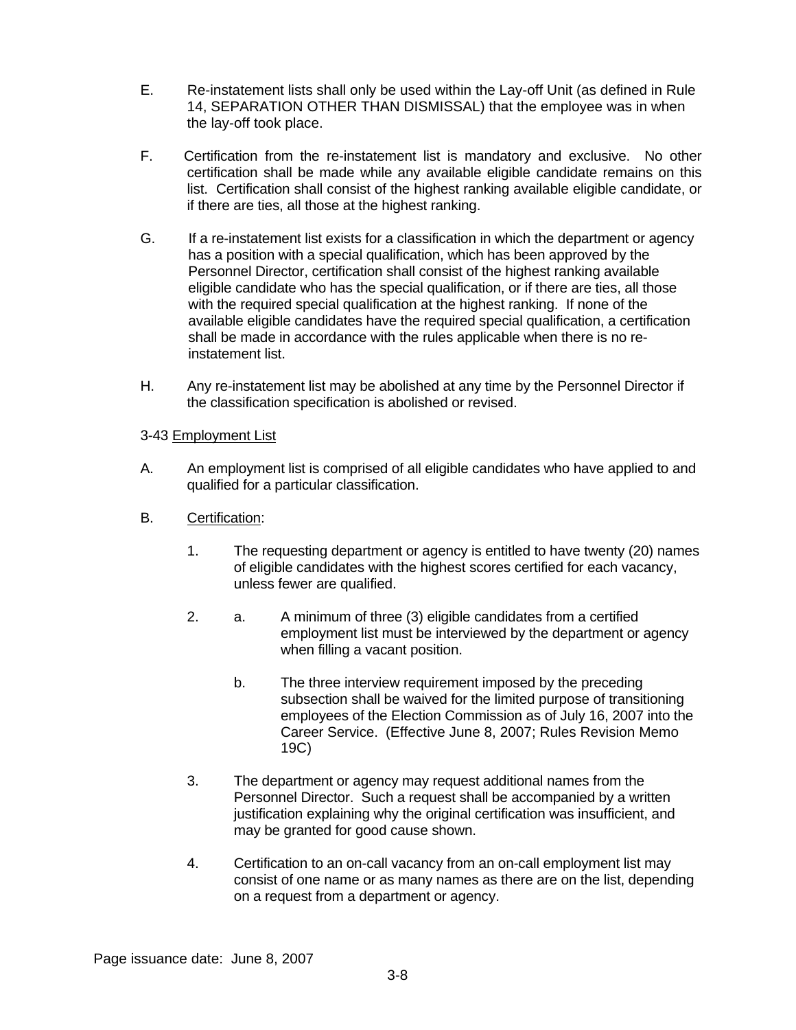E. Re-instatement lists shall only be used within the Lay-off Unit (as defined in Rule 14, SEPARATION OTHER THAN DISMISSAL) that the employee was in when the lay-off took place.

F. Certification from the re-instatement list is mandatory and exclusive. No other certification shall be made while any available eligible candidate remains on this list. Certification shall consist of the highest ranking available eligible candidate, or if there are ties, all those at the highest ranking.

G. If a re-instatement list exists for a classification in which the department or agency has a position with a special qualification, which has been approved by the Personnel Director, certification shall consist of the highest ranking available eligible candidate who has the special qualification, or if there are ties, all those with the required special qualification at the highest ranking. If none of the available eligible candidates have the required special qualification, a certification shall be made in accordance with the rules applicable when there is no re-instatement list.

H. Any re-instatement list may be abolished at any time by the Personnel Director if the classification specification is abolished or revised.

3-43 <u>Employment List</u>

A. An employment list is comprised of all eligible candidates who have applied to and qualified for a particular classification.

B. <u>Certification</u>:

1. The requesting department or agency is entitled to have twenty (20) names of eligible candidates with the highest scores certified for each vacancy, unless fewer are qualified.

2. a. A minimum of three (3) eligible candidates from a certified employment list must be interviewed by the department or agency when filling a vacant position.

   b. The three interview requirement imposed by the preceding subsection shall be waived for the limited purpose of transitioning employees of the Election Commission as of July 16, 2007 into the Career Service. (Effective June 8, 2007; Rules Revision Memo 19C)

3. The department or agency may request additional names from the Personnel Director. Such a request shall be accompanied by a written justification explaining why the original certification was insufficient, and may be granted for good cause shown.

4. Certification to an on-call vacancy from an on-call employment list may consist of one name or as many names as there are on the list, depending on a request from a department or agency.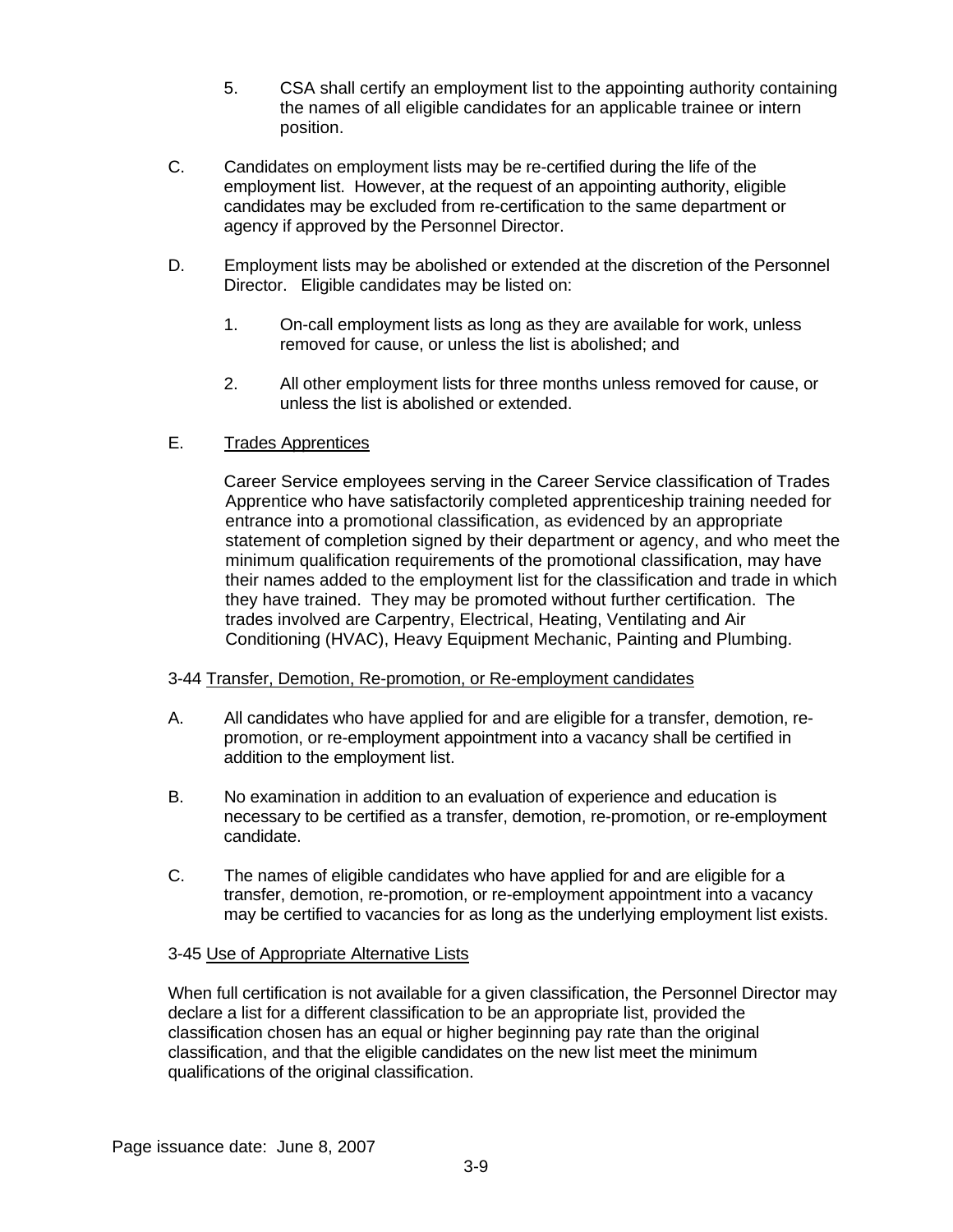5. CSA shall certify an employment list to the appointing authority containing the names of all eligible candidates for an applicable trainee or intern position.

C. Candidates on employment lists may be re-certified during the life of the employment list. However, at the request of an appointing authority, eligible candidates may be excluded from re-certification to the same department or agency if approved by the Personnel Director.

D. Employment lists may be abolished or extended at the discretion of the Personnel Director. Eligible candidates may be listed on:

1. On-call employment lists as long as they are available for work, unless removed for cause, or unless the list is abolished; and

2. All other employment lists for three months unless removed for cause, or unless the list is abolished or extended.

E. Trades Apprentices

Career Service employees serving in the Career Service classification of Trades Apprentice who have satisfactorily completed apprenticeship training needed for entrance into a promotional classification, as evidenced by an appropriate statement of completion signed by their department or agency, and who meet the minimum qualification requirements of the promotional classification, may have their names added to the employment list for the classification and trade in which they have trained. They may be promoted without further certification. The trades involved are Carpentry, Electrical, Heating, Ventilating and Air Conditioning (HVAC), Heavy Equipment Mechanic, Painting and Plumbing.

3-44 Transfer, Demotion, Re-promotion, or Re-employment candidates

A. All candidates who have applied for and are eligible for a transfer, demotion, re-promotion, or re-employment appointment into a vacancy shall be certified in addition to the employment list.

B. No examination in addition to an evaluation of experience and education is necessary to be certified as a transfer, demotion, re-promotion, or re-employment candidate.

C. The names of eligible candidates who have applied for and are eligible for a transfer, demotion, re-promotion, or re-employment appointment into a vacancy may be certified to vacancies for as long as the underlying employment list exists.

3-45 Use of Appropriate Alternative Lists

When full certification is not available for a given classification, the Personnel Director may declare a list for a different classification to be an appropriate list, provided the classification chosen has an equal or higher beginning pay rate than the original classification, and that the eligible candidates on the new list meet the minimum qualifications of the original classification.

Page issuance date: June 8, 2007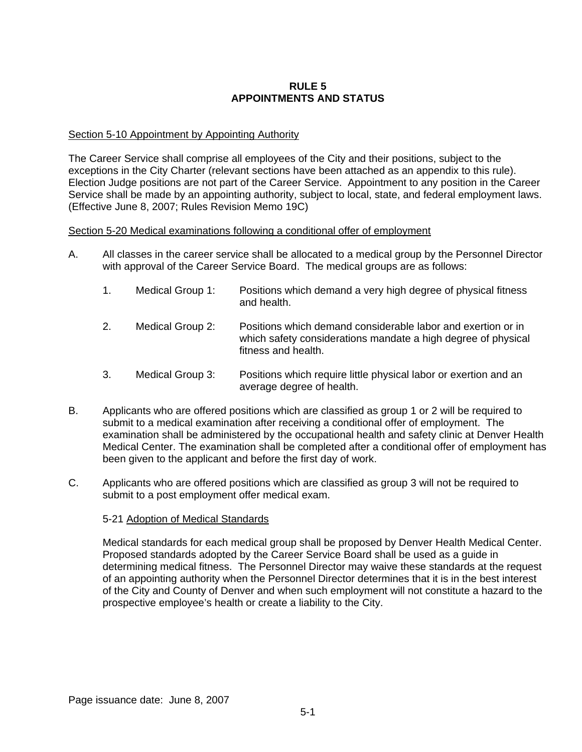# RULE 5
# APPOINTMENTS AND STATUS

Section 5-10 Appointment by Appointing Authority

The Career Service shall comprise all employees of the City and their positions, subject to the exceptions in the City Charter (relevant sections have been attached as an appendix to this rule). Election Judge positions are not part of the Career Service. Appointment to any position in the Career Service shall be made by an appointing authority, subject to local, state, and federal employment laws. (Effective June 8, 2007; Rules Revision Memo 19C)

Section 5-20 Medical examinations following a conditional offer of employment

A. All classes in the career service shall be allocated to a medical group by the Personnel Director with approval of the Career Service Board. The medical groups are as follows:

   1. Medical Group 1: Positions which demand a very high degree of physical fitness and health.

   2. Medical Group 2: Positions which demand considerable labor and exertion or in which safety considerations mandate a high degree of physical fitness and health.

   3. Medical Group 3: Positions which require little physical labor or exertion and an average degree of health.

B. Applicants who are offered positions which are classified as group 1 or 2 will be required to submit to a medical examination after receiving a conditional offer of employment. The examination shall be administered by the occupational health and safety clinic at Denver Health Medical Center. The examination shall be completed after a conditional offer of employment has been given to the applicant and before the first day of work.

C. Applicants who are offered positions which are classified as group 3 will not be required to submit to a post employment offer medical exam.

   5-21 Adoption of Medical Standards

   Medical standards for each medical group shall be proposed by Denver Health Medical Center. Proposed standards adopted by the Career Service Board shall be used as a guide in determining medical fitness. The Personnel Director may waive these standards at the request of an appointing authority when the Personnel Director determines that it is in the best interest of the City and County of Denver and when such employment will not constitute a hazard to the prospective employee's health or create a liability to the City.

Page issuance date: June 8, 2007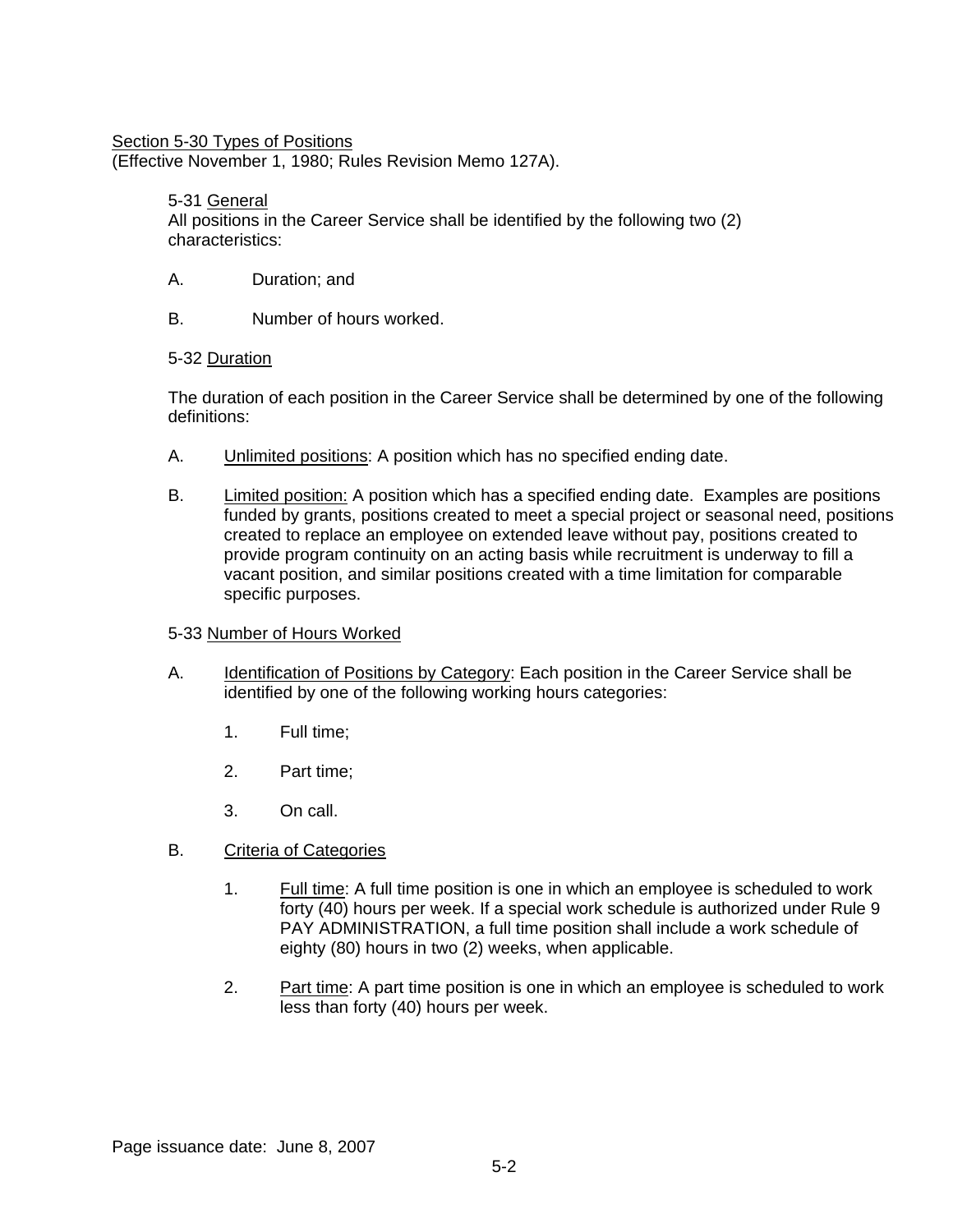## Section 5-30 Types of Positions

(Effective November 1, 1980; Rules Revision Memo 127A).

### 5-31 General

All positions in the Career Service shall be identified by the following two (2) characteristics:

A. Duration; and

B. Number of hours worked.

### 5-32 Duration

The duration of each position in the Career Service shall be determined by one of the following definitions:

A. Unlimited positions: A position which has no specified ending date.

B. Limited position: A position which has a specified ending date. Examples are positions funded by grants, positions created to meet a special project or seasonal need, positions created to replace an employee on extended leave without pay, positions created to provide program continuity on an acting basis while recruitment is underway to fill a vacant position, and similar positions created with a time limitation for comparable specific purposes.

### 5-33 Number of Hours Worked

A. Identification of Positions by Category: Each position in the Career Service shall be identified by one of the following working hours categories:

   1. Full time;

   2. Part time;

   3. On call.

B. Criteria of Categories

   1. Full time: A full time position is one in which an employee is scheduled to work forty (40) hours per week. If a special work schedule is authorized under Rule 9 PAY ADMINISTRATION, a full time position shall include a work schedule of eighty (80) hours in two (2) weeks, when applicable.

   2. Part time: A part time position is one in which an employee is scheduled to work less than forty (40) hours per week.

Page issuance date: June 8, 2007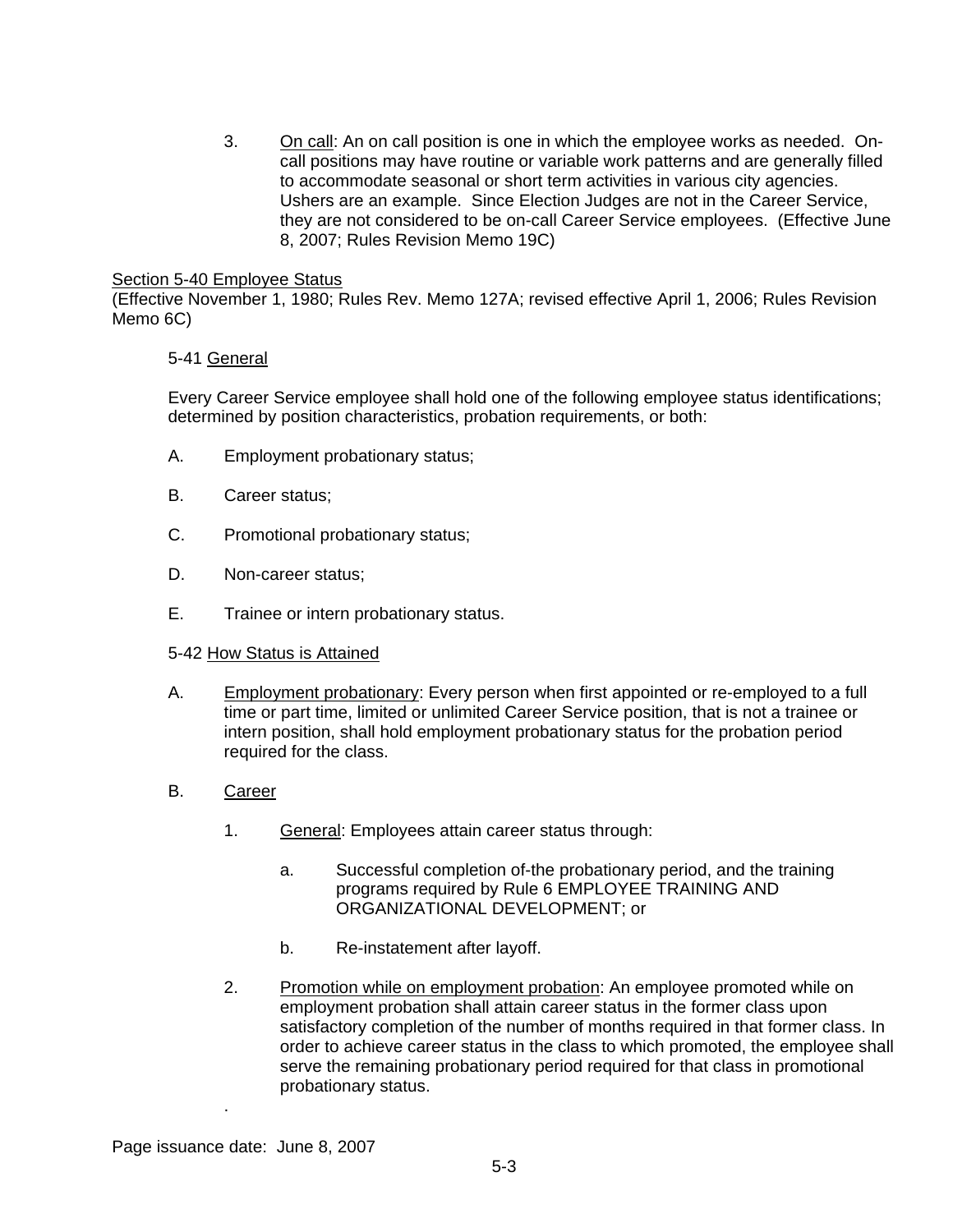3. <u>On call</u>: An on call position is one in which the employee works as needed. On-call positions may have routine or variable work patterns and are generally filled to accommodate seasonal or short term activities in various city agencies. Ushers are an example. Since Election Judges are not in the Career Service, they are not considered to be on-call Career Service employees. (Effective June 8, 2007; Rules Revision Memo 19C)

<u>Section 5-40 Employee Status</u>
(Effective November 1, 1980; Rules Rev. Memo 127A; revised effective April 1, 2006; Rules Revision Memo 6C)

5-41 <u>General</u>

Every Career Service employee shall hold one of the following employee status identifications; determined by position characteristics, probation requirements, or both:

A. Employment probationary status;

B. Career status;

C. Promotional probationary status;

D. Non-career status;

E. Trainee or intern probationary status.

5-42 <u>How Status is Attained</u>

A. <u>Employment probationary</u>: Every person when first appointed or re-employed to a full time or part time, limited or unlimited Career Service position, that is not a trainee or intern position, shall hold employment probationary status for the probation period required for the class.

B. <u>Career</u>

1. <u>General</u>: Employees attain career status through:

   a. Successful completion of-the probationary period, and the training programs required by Rule 6 EMPLOYEE TRAINING AND ORGANIZATIONAL DEVELOPMENT; or

   b. Re-instatement after layoff.

2. <u>Promotion while on employment probation</u>: An employee promoted while on employment probation shall attain career status in the former class upon satisfactory completion of the number of months required in that former class. In order to achieve career status in the class to which promoted, the employee shall serve the remaining probationary period required for that class in promotional probationary status.

.

Page issuance date: June 8, 2007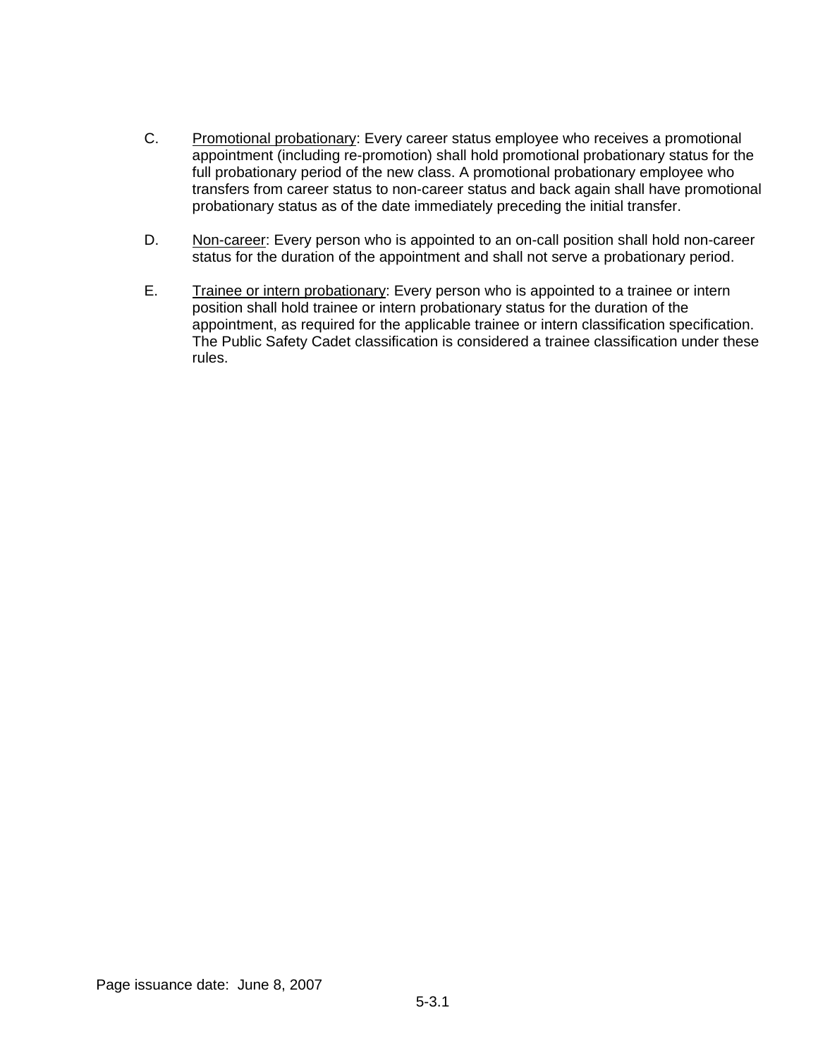C. Promotional probationary: Every career status employee who receives a promotional appointment (including re-promotion) shall hold promotional probationary status for the full probationary period of the new class. A promotional probationary employee who transfers from career status to non-career status and back again shall have promotional probationary status as of the date immediately preceding the initial transfer.

D. Non-career: Every person who is appointed to an on-call position shall hold non-career status for the duration of the appointment and shall not serve a probationary period.

E. Trainee or intern probationary: Every person who is appointed to a trainee or intern position shall hold trainee or intern probationary status for the duration of the appointment, as required for the applicable trainee or intern classification specification. The Public Safety Cadet classification is considered a trainee classification under these rules.

Page issuance date: June 8, 2007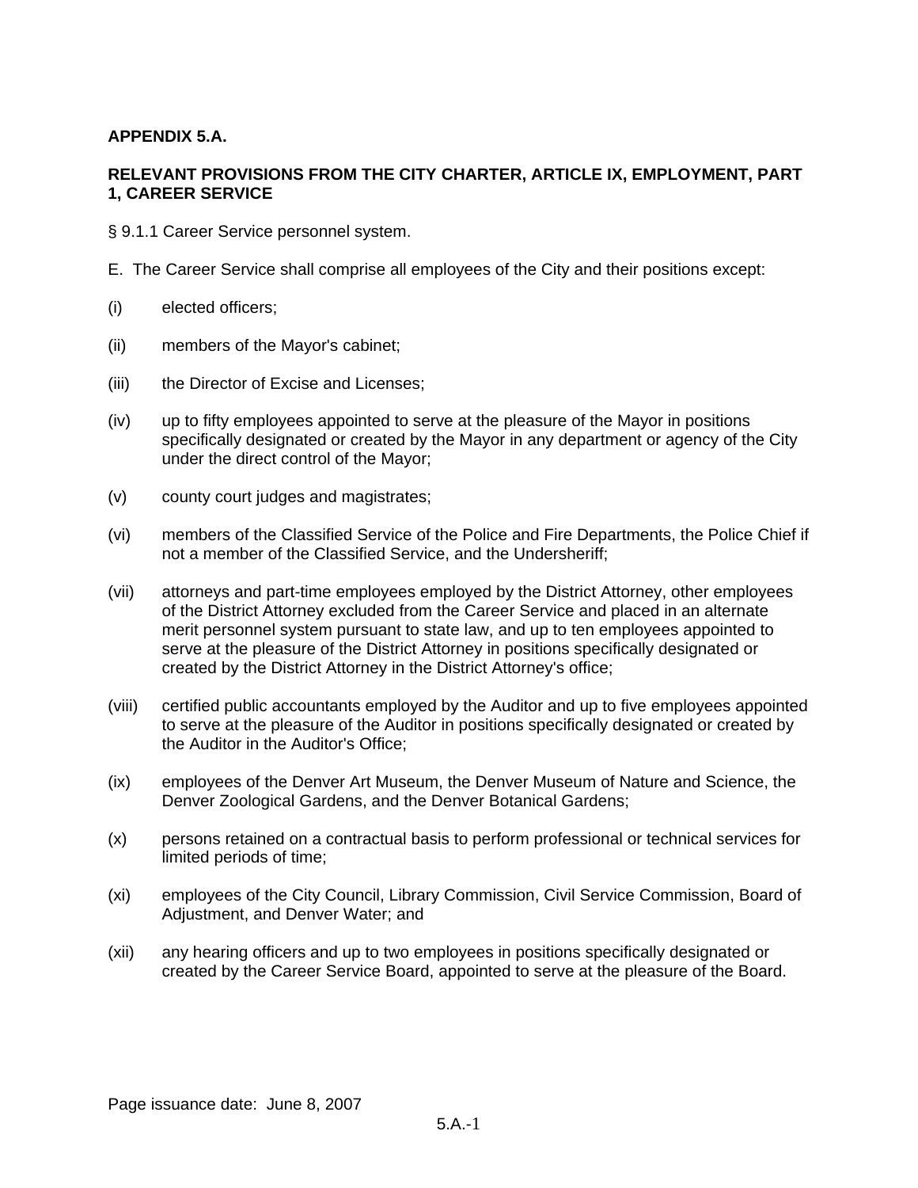**APPENDIX 5.A.**

**RELEVANT PROVISIONS FROM THE CITY CHARTER, ARTICLE IX, EMPLOYMENT, PART 1, CAREER SERVICE**

§ 9.1.1 Career Service personnel system.

E. The Career Service shall comprise all employees of the City and their positions except:

(i) elected officers;

(ii) members of the Mayor's cabinet;

(iii) the Director of Excise and Licenses;

(iv) up to fifty employees appointed to serve at the pleasure of the Mayor in positions specifically designated or created by the Mayor in any department or agency of the City under the direct control of the Mayor;

(v) county court judges and magistrates;

(vi) members of the Classified Service of the Police and Fire Departments, the Police Chief if not a member of the Classified Service, and the Undersheriff;

(vii) attorneys and part-time employees employed by the District Attorney, other employees of the District Attorney excluded from the Career Service and placed in an alternate merit personnel system pursuant to state law, and up to ten employees appointed to serve at the pleasure of the District Attorney in positions specifically designated or created by the District Attorney in the District Attorney's office;

(viii) certified public accountants employed by the Auditor and up to five employees appointed to serve at the pleasure of the Auditor in positions specifically designated or created by the Auditor in the Auditor's Office;

(ix) employees of the Denver Art Museum, the Denver Museum of Nature and Science, the Denver Zoological Gardens, and the Denver Botanical Gardens;

(x) persons retained on a contractual basis to perform professional or technical services for limited periods of time;

(xi) employees of the City Council, Library Commission, Civil Service Commission, Board of Adjustment, and Denver Water; and

(xii) any hearing officers and up to two employees in positions specifically designated or created by the Career Service Board, appointed to serve at the pleasure of the Board.

Page issuance date: June 8, 2007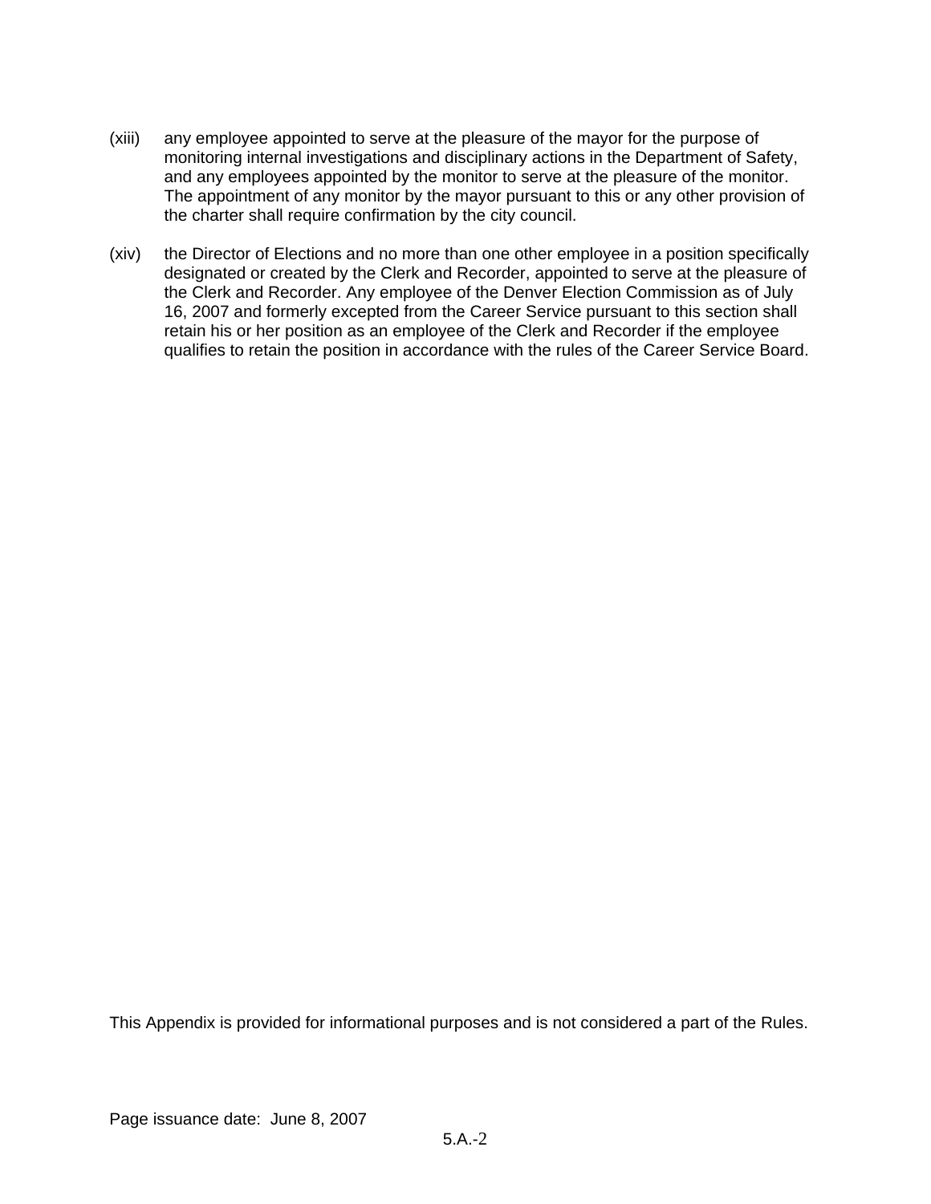(xiii) any employee appointed to serve at the pleasure of the mayor for the purpose of monitoring internal investigations and disciplinary actions in the Department of Safety, and any employees appointed by the monitor to serve at the pleasure of the monitor. The appointment of any monitor by the mayor pursuant to this or any other provision of the charter shall require confirmation by the city council.

(xiv) the Director of Elections and no more than one other employee in a position specifically designated or created by the Clerk and Recorder, appointed to serve at the pleasure of the Clerk and Recorder. Any employee of the Denver Election Commission as of July 16, 2007 and formerly excepted from the Career Service pursuant to this section shall retain his or her position as an employee of the Clerk and Recorder if the employee qualifies to retain the position in accordance with the rules of the Career Service Board.

This Appendix is provided for informational purposes and is not considered a part of the Rules.

Page issuance date: June 8, 2007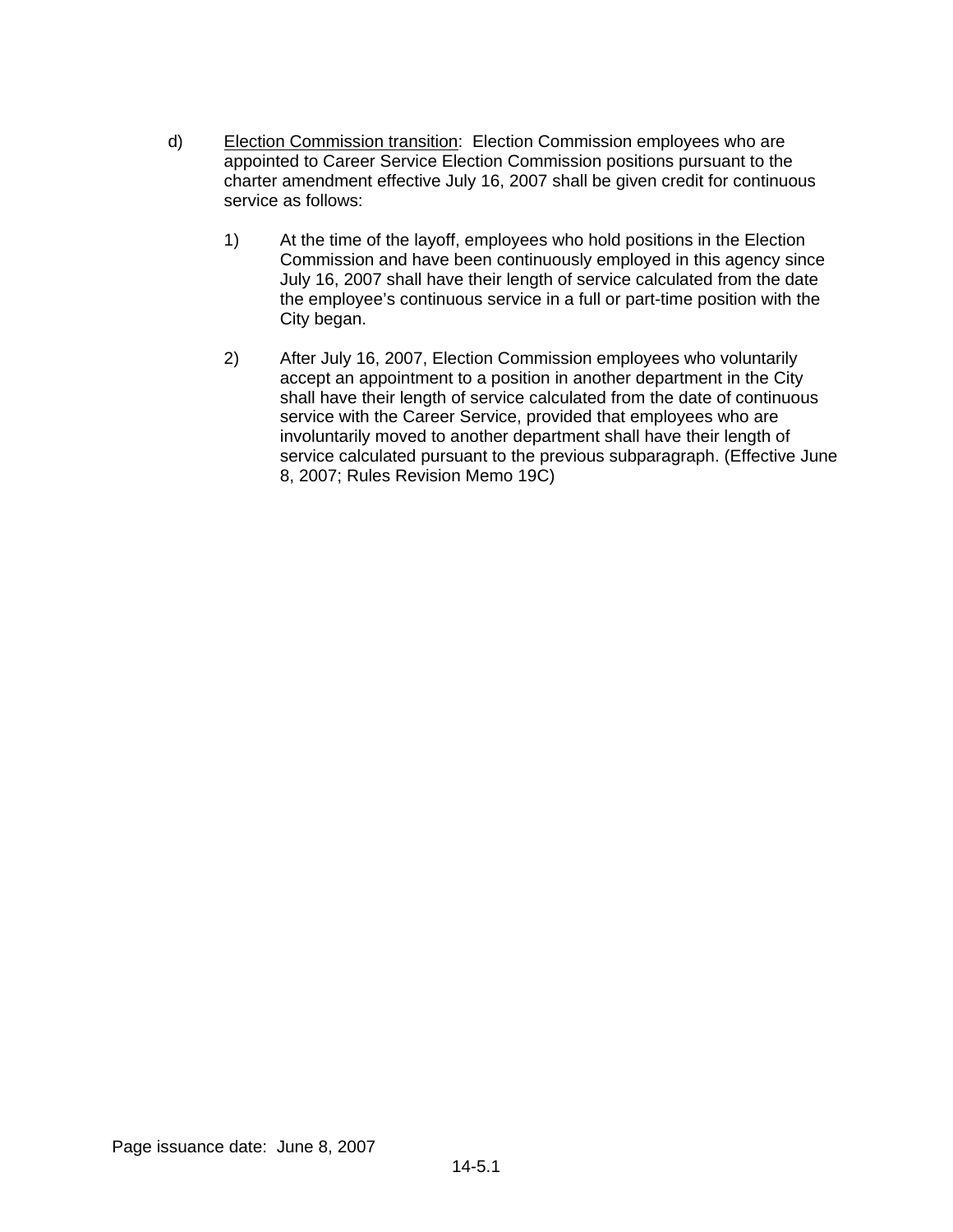d) <u>Election Commission transition</u>: Election Commission employees who are appointed to Career Service Election Commission positions pursuant to the charter amendment effective July 16, 2007 shall be given credit for continuous service as follows:

1) At the time of the layoff, employees who hold positions in the Election Commission and have been continuously employed in this agency since July 16, 2007 shall have their length of service calculated from the date the employee's continuous service in a full or part-time position with the City began.

2) After July 16, 2007, Election Commission employees who voluntarily accept an appointment to a position in another department in the City shall have their length of service calculated from the date of continuous service with the Career Service, provided that employees who are involuntarily moved to another department shall have their length of service calculated pursuant to the previous subparagraph. (Effective June 8, 2007; Rules Revision Memo 19C)